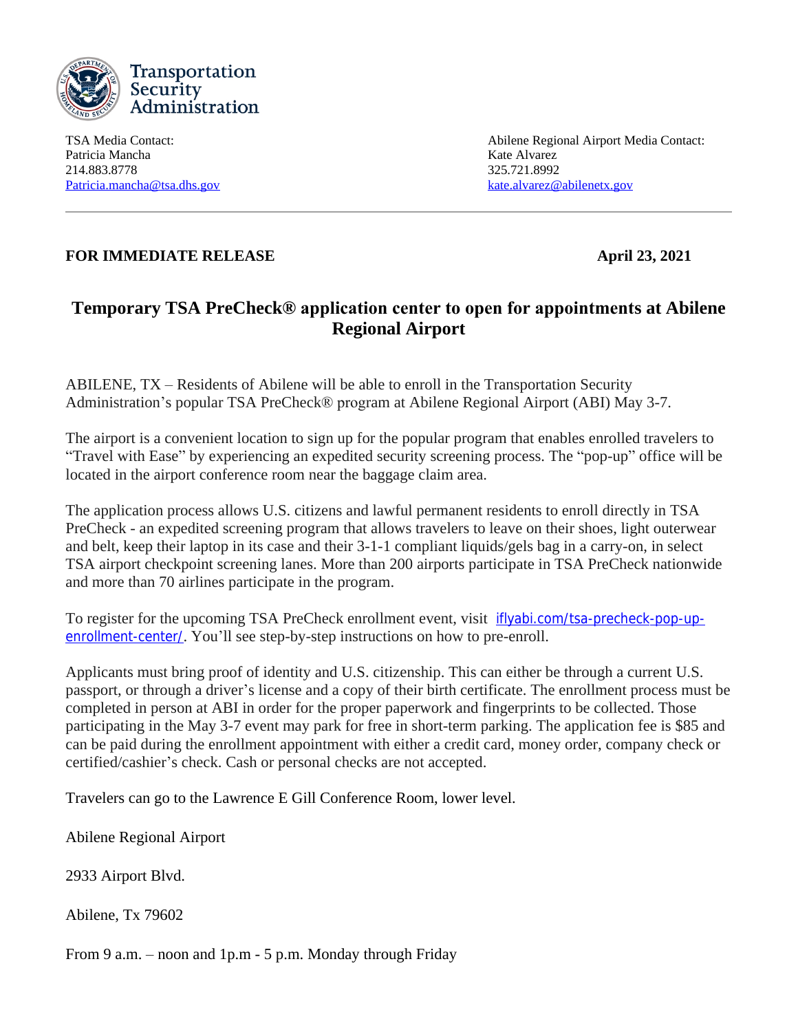Transportation Security Administration

TSA Media Contact:
Patricia Mancha
214.883.8778
Patricia.mancha@tsa.dhs.gov

Abilene Regional Airport Media Contact:
Kate Alvarez
325.721.8992
kate.alvarez@abilenetx.gov

---

**FOR IMMEDIATE RELEASE** **April 23, 2021**

# Temporary TSA PreCheck® application center to open for appointments at Abilene Regional Airport

ABILENE, TX – Residents of Abilene will be able to enroll in the Transportation Security Administration's popular TSA PreCheck® program at Abilene Regional Airport (ABI) May 3-7.

The airport is a convenient location to sign up for the popular program that enables enrolled travelers to "Travel with Ease" by experiencing an expedited security screening process. The "pop-up" office will be located in the airport conference room near the baggage claim area.

The application process allows U.S. citizens and lawful permanent residents to enroll directly in TSA PreCheck - an expedited screening program that allows travelers to leave on their shoes, light outerwear and belt, keep their laptop in its case and their 3-1-1 compliant liquids/gels bag in a carry-on, in select TSA airport checkpoint screening lanes. More than 200 airports participate in TSA PreCheck nationwide and more than 70 airlines participate in the program.

To register for the upcoming TSA PreCheck enrollment event, visit iflyabi.com/tsa-precheck-pop-up-enrollment-center/. You'll see step-by-step instructions on how to pre-enroll.

Applicants must bring proof of identity and U.S. citizenship. This can either be through a current U.S. passport, or through a driver's license and a copy of their birth certificate. The enrollment process must be completed in person at ABI in order for the proper paperwork and fingerprints to be collected. Those participating in the May 3-7 event may park for free in short-term parking. The application fee is $85 and can be paid during the enrollment appointment with either a credit card, money order, company check or certified/cashier's check. Cash or personal checks are not accepted.

Travelers can go to the Lawrence E Gill Conference Room, lower level.

Abilene Regional Airport

2933 Airport Blvd.

Abilene, Tx 79602

From 9 a.m. – noon and 1p.m - 5 p.m. Monday through Friday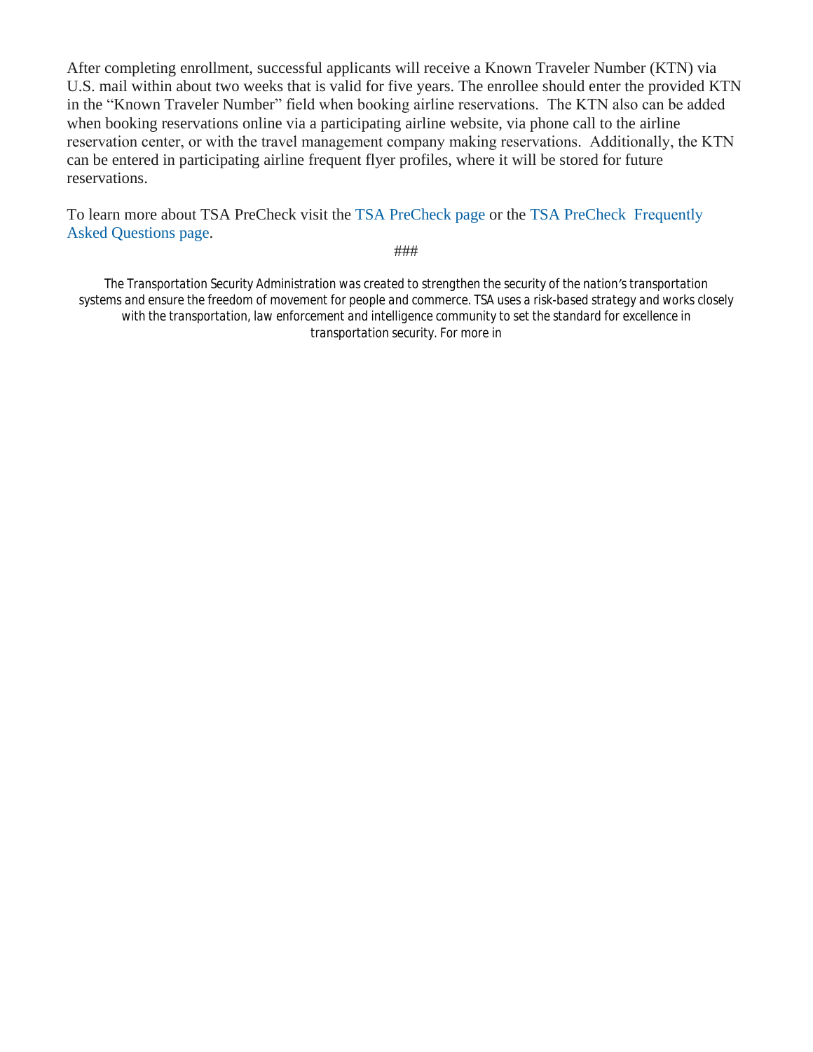After completing enrollment, successful applicants will receive a Known Traveler Number (KTN) via U.S. mail within about two weeks that is valid for five years. The enrollee should enter the provided KTN in the "Known Traveler Number" field when booking airline reservations. The KTN also can be added when booking reservations online via a participating airline website, via phone call to the airline reservation center, or with the travel management company making reservations. Additionally, the KTN can be entered in participating airline frequent flyer profiles, where it will be stored for future reservations.

To learn more about TSA PreCheck visit the TSA PreCheck page or the TSA PreCheck Frequently Asked Questions page.

###

The Transportation Security Administration was created to strengthen the security of the nation's transportation systems and ensure the freedom of movement for people and commerce. TSA uses a risk-based strategy and works closely with the transportation, law enforcement and intelligence community to set the standard for excellence in transportation security. For more in